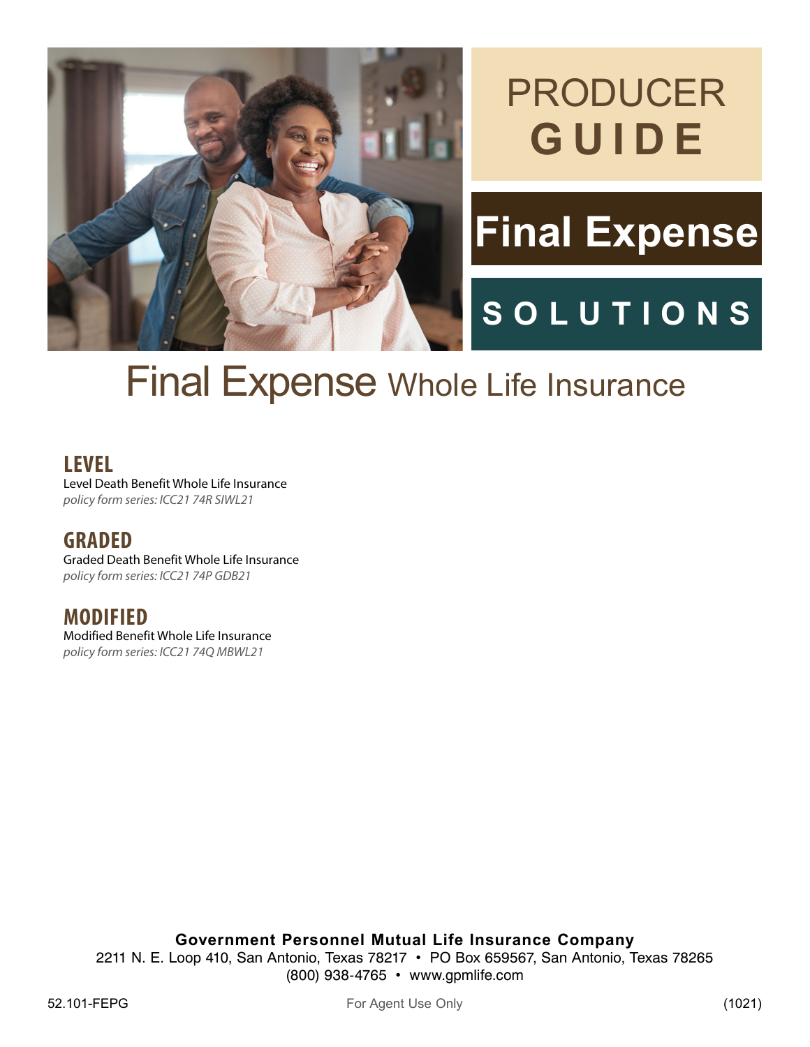# PRODUCER GUIDE

## Final Expense

## SOLUTIONS

# Final Expense Whole Life Insurance

### LEVEL
Level Death Benefit Whole Life Insurance
*policy form series: ICC21 74R SIWL21*

### GRADED
Graded Death Benefit Whole Life Insurance
*policy form series: ICC21 74P GDB21*

### MODIFIED
Modified Benefit Whole Life Insurance
*policy form series: ICC21 74Q MBWL21*

**Government Personnel Mutual Life Insurance Company**
2211 N. E. Loop 410, San Antonio, Texas 78217 • PO Box 659567, San Antonio, Texas 78265
(800) 938-4765 • www.gpmlife.com

52.101-FEPG For Agent Use Only (1021)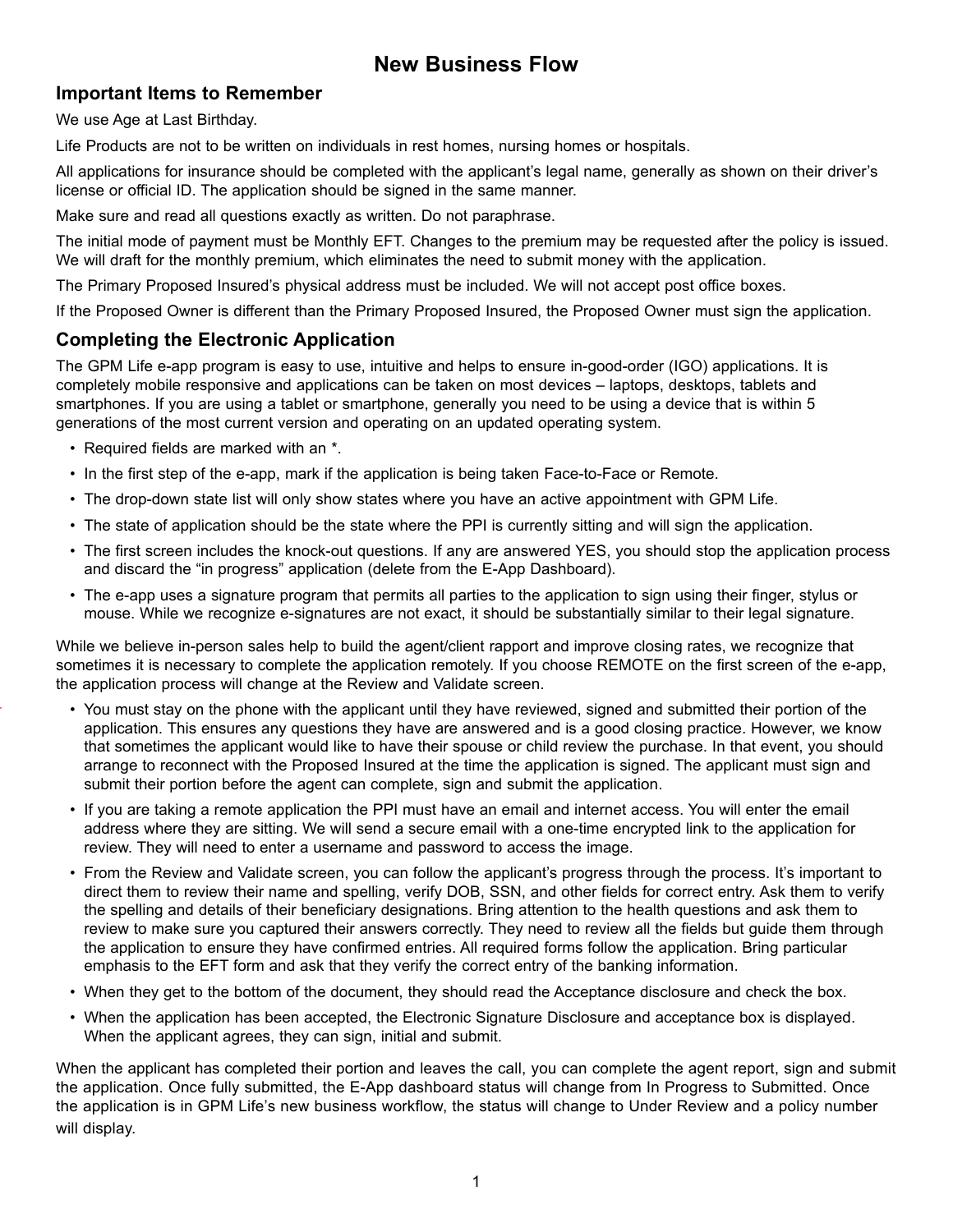# New Business Flow

## Important Items to Remember

We use Age at Last Birthday.

Life Products are not to be written on individuals in rest homes, nursing homes or hospitals.

All applications for insurance should be completed with the applicant's legal name, generally as shown on their driver's license or official ID. The application should be signed in the same manner.

Make sure and read all questions exactly as written. Do not paraphrase.

The initial mode of payment must be Monthly EFT. Changes to the premium may be requested after the policy is issued. We will draft for the monthly premium, which eliminates the need to submit money with the application.

The Primary Proposed Insured's physical address must be included. We will not accept post office boxes.

If the Proposed Owner is different than the Primary Proposed Insured, the Proposed Owner must sign the application.

## Completing the Electronic Application

The GPM Life e-app program is easy to use, intuitive and helps to ensure in-good-order (IGO) applications. It is completely mobile responsive and applications can be taken on most devices – laptops, desktops, tablets and smartphones. If you are using a tablet or smartphone, generally you need to be using a device that is within 5 generations of the most current version and operating on an updated operating system.

- Required fields are marked with an *.
- In the first step of the e-app, mark if the application is being taken Face-to-Face or Remote.
- The drop-down state list will only show states where you have an active appointment with GPM Life.
- The state of application should be the state where the PPI is currently sitting and will sign the application.
- The first screen includes the knock-out questions. If any are answered YES, you should stop the application process and discard the "in progress" application (delete from the E-App Dashboard).
- The e-app uses a signature program that permits all parties to the application to sign using their finger, stylus or mouse. While we recognize e-signatures are not exact, it should be substantially similar to their legal signature.

While we believe in-person sales help to build the agent/client rapport and improve closing rates, we recognize that sometimes it is necessary to complete the application remotely. If you choose REMOTE on the first screen of the e-app, the application process will change at the Review and Validate screen.

- You must stay on the phone with the applicant until they have reviewed, signed and submitted their portion of the application. This ensures any questions they have are answered and is a good closing practice. However, we know that sometimes the applicant would like to have their spouse or child review the purchase. In that event, you should arrange to reconnect with the Proposed Insured at the time the application is signed. The applicant must sign and submit their portion before the agent can complete, sign and submit the application.
- If you are taking a remote application the PPI must have an email and internet access. You will enter the email address where they are sitting. We will send a secure email with a one-time encrypted link to the application for review. They will need to enter a username and password to access the image.
- From the Review and Validate screen, you can follow the applicant's progress through the process. It's important to direct them to review their name and spelling, verify DOB, SSN, and other fields for correct entry. Ask them to verify the spelling and details of their beneficiary designations. Bring attention to the health questions and ask them to review to make sure you captured their answers correctly. They need to review all the fields but guide them through the application to ensure they have confirmed entries. All required forms follow the application. Bring particular emphasis to the EFT form and ask that they verify the correct entry of the banking information.
- When they get to the bottom of the document, they should read the Acceptance disclosure and check the box.
- When the application has been accepted, the Electronic Signature Disclosure and acceptance box is displayed. When the applicant agrees, they can sign, initial and submit.

When the applicant has completed their portion and leaves the call, you can complete the agent report, sign and submit the application. Once fully submitted, the E-App dashboard status will change from In Progress to Submitted. Once the application is in GPM Life's new business workflow, the status will change to Under Review and a policy number will display.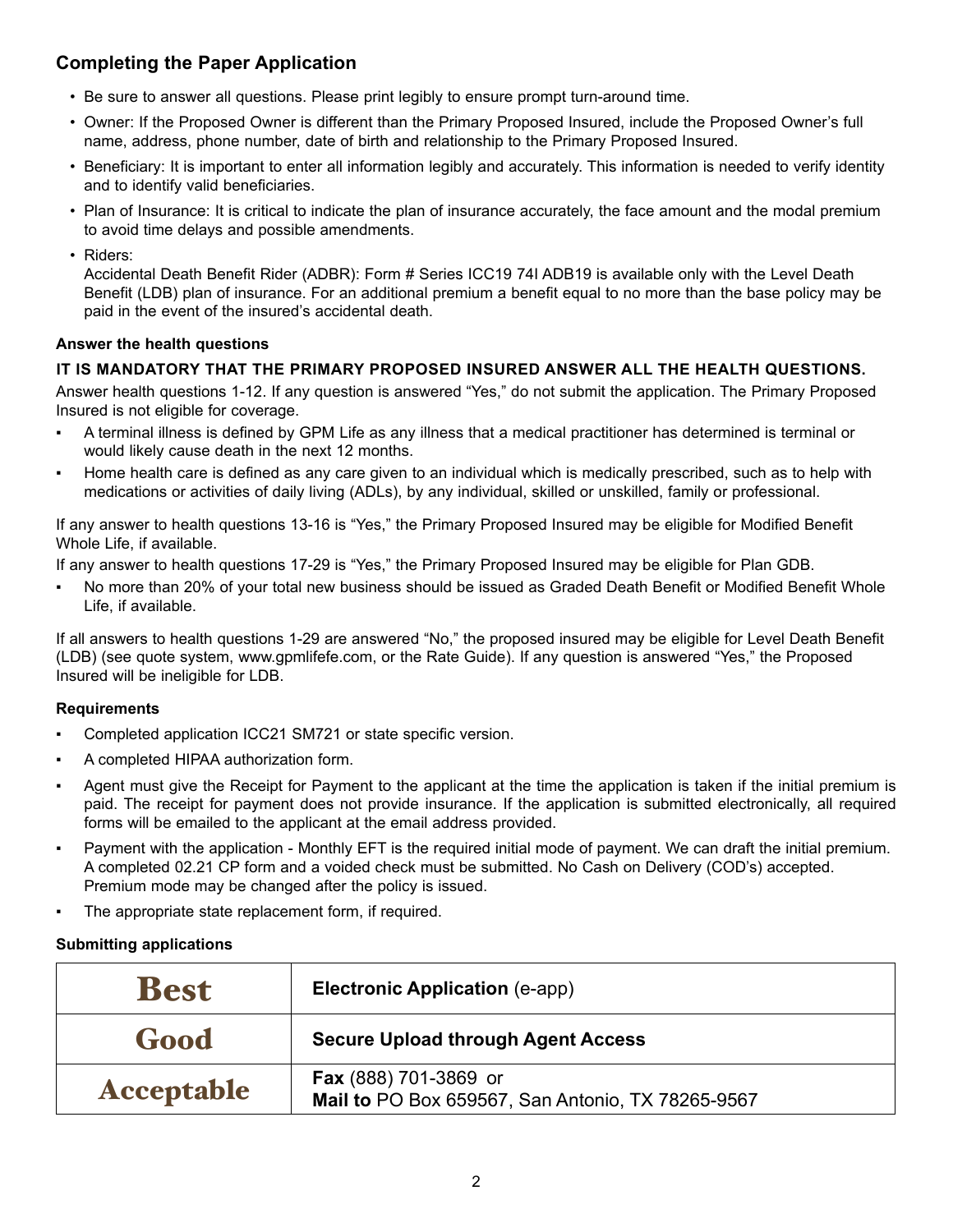## Completing the Paper Application

- Be sure to answer all questions. Please print legibly to ensure prompt turn-around time.
- Owner: If the Proposed Owner is different than the Primary Proposed Insured, include the Proposed Owner's full name, address, phone number, date of birth and relationship to the Primary Proposed Insured.
- Beneficiary: It is important to enter all information legibly and accurately. This information is needed to verify identity and to identify valid beneficiaries.
- Plan of Insurance: It is critical to indicate the plan of insurance accurately, the face amount and the modal premium to avoid time delays and possible amendments.
- Riders:
  Accidental Death Benefit Rider (ADBR): Form # Series ICC19 74I ADB19 is available only with the Level Death Benefit (LDB) plan of insurance. For an additional premium a benefit equal to no more than the base policy may be paid in the event of the insured's accidental death.

### Answer the health questions

**IT IS MANDATORY THAT THE PRIMARY PROPOSED INSURED ANSWER ALL THE HEALTH QUESTIONS.**

Answer health questions 1-12. If any question is answered "Yes," do not submit the application. The Primary Proposed Insured is not eligible for coverage.

- A terminal illness is defined by GPM Life as any illness that a medical practitioner has determined is terminal or would likely cause death in the next 12 months.
- Home health care is defined as any care given to an individual which is medically prescribed, such as to help with medications or activities of daily living (ADLs), by any individual, skilled or unskilled, family or professional.

If any answer to health questions 13-16 is "Yes," the Primary Proposed Insured may be eligible for Modified Benefit Whole Life, if available.

If any answer to health questions 17-29 is "Yes," the Primary Proposed Insured may be eligible for Plan GDB.

- No more than 20% of your total new business should be issued as Graded Death Benefit or Modified Benefit Whole Life, if available.

If all answers to health questions 1-29 are answered "No," the proposed insured may be eligible for Level Death Benefit (LDB) (see quote system, www.gpmlifefe.com, or the Rate Guide). If any question is answered "Yes," the Proposed Insured will be ineligible for LDB.

### Requirements

- Completed application ICC21 SM721 or state specific version.
- A completed HIPAA authorization form.
- Agent must give the Receipt for Payment to the applicant at the time the application is taken if the initial premium is paid. The receipt for payment does not provide insurance. If the application is submitted electronically, all required forms will be emailed to the applicant at the email address provided.
- Payment with the application - Monthly EFT is the required initial mode of payment. We can draft the initial premium. A completed 02.21 CP form and a voided check must be submitted. No Cash on Delivery (COD's) accepted. Premium mode may be changed after the policy is issued.
- The appropriate state replacement form, if required.

### Submitting applications

| | |
|---|---|
| **Best** | **Electronic Application** (e-app) |
| **Good** | **Secure Upload through Agent Access** |
| **Acceptable** | **Fax** (888) 701-3869 or<br>**Mail to** PO Box 659567, San Antonio, TX 78265-9567 |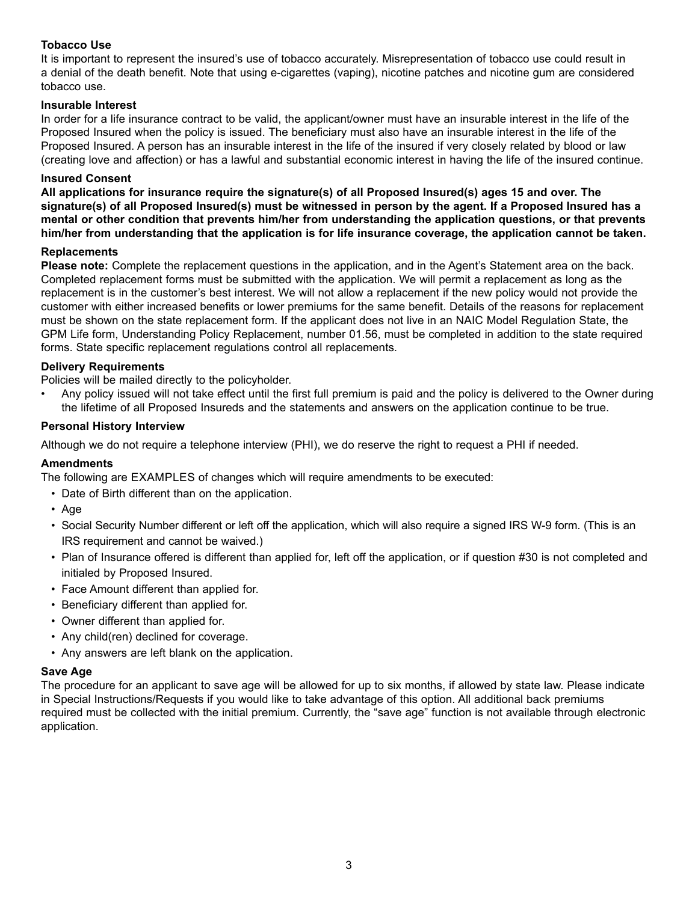### Tobacco Use

It is important to represent the insured's use of tobacco accurately. Misrepresentation of tobacco use could result in a denial of the death benefit. Note that using e-cigarettes (vaping), nicotine patches and nicotine gum are considered tobacco use.

### Insurable Interest

In order for a life insurance contract to be valid, the applicant/owner must have an insurable interest in the life of the Proposed Insured when the policy is issued. The beneficiary must also have an insurable interest in the life of the Proposed Insured. A person has an insurable interest in the life of the insured if very closely related by blood or law (creating love and affection) or has a lawful and substantial economic interest in having the life of the insured continue.

### Insured Consent

**All applications for insurance require the signature(s) of all Proposed Insured(s) ages 15 and over. The signature(s) of all Proposed Insured(s) must be witnessed in person by the agent. If a Proposed Insured has a mental or other condition that prevents him/her from understanding the application questions, or that prevents him/her from understanding that the application is for life insurance coverage, the application cannot be taken.**

### Replacements

**Please note:** Complete the replacement questions in the application, and in the Agent's Statement area on the back. Completed replacement forms must be submitted with the application. We will permit a replacement as long as the replacement is in the customer's best interest. We will not allow a replacement if the new policy would not provide the customer with either increased benefits or lower premiums for the same benefit. Details of the reasons for replacement must be shown on the state replacement form. If the applicant does not live in an NAIC Model Regulation State, the GPM Life form, Understanding Policy Replacement, number 01.56, must be completed in addition to the state required forms. State specific replacement regulations control all replacements.

### Delivery Requirements

Policies will be mailed directly to the policyholder.

- Any policy issued will not take effect until the first full premium is paid and the policy is delivered to the Owner during the lifetime of all Proposed Insureds and the statements and answers on the application continue to be true.

### Personal History Interview

Although we do not require a telephone interview (PHI), we do reserve the right to request a PHI if needed.

### Amendments

The following are EXAMPLES of changes which will require amendments to be executed:

- Date of Birth different than on the application.
- Age
- Social Security Number different or left off the application, which will also require a signed IRS W-9 form. (This is an IRS requirement and cannot be waived.)
- Plan of Insurance offered is different than applied for, left off the application, or if question #30 is not completed and initialed by Proposed Insured.
- Face Amount different than applied for.
- Beneficiary different than applied for.
- Owner different than applied for.
- Any child(ren) declined for coverage.
- Any answers are left blank on the application.

### Save Age

The procedure for an applicant to save age will be allowed for up to six months, if allowed by state law. Please indicate in Special Instructions/Requests if you would like to take advantage of this option. All additional back premiums required must be collected with the initial premium. Currently, the "save age" function is not available through electronic application.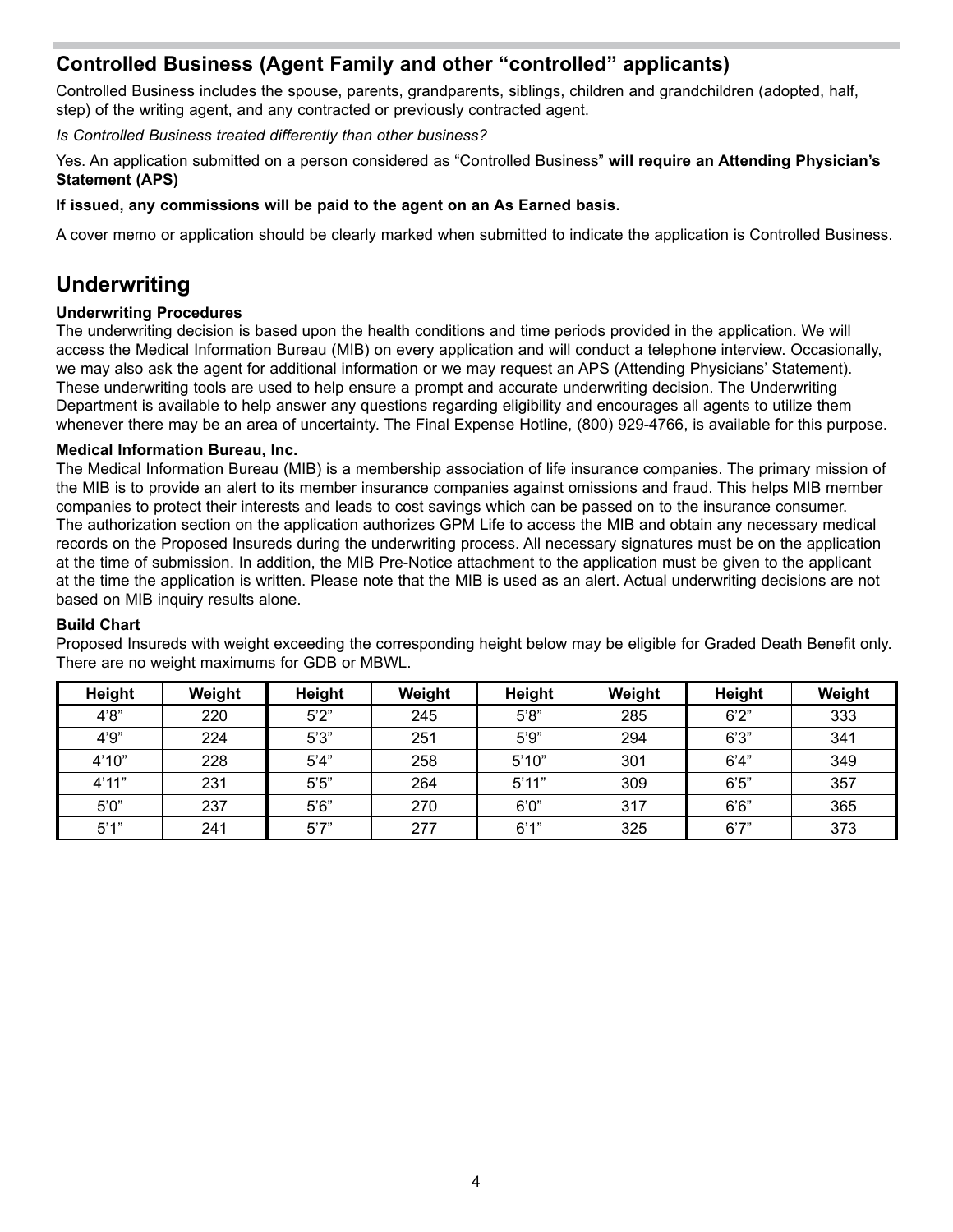## Controlled Business (Agent Family and other "controlled" applicants)

Controlled Business includes the spouse, parents, grandparents, siblings, children and grandchildren (adopted, half, step) of the writing agent, and any contracted or previously contracted agent.

*Is Controlled Business treated differently than other business?*

Yes. An application submitted on a person considered as "Controlled Business" **will require an Attending Physician's Statement (APS)**

**If issued, any commissions will be paid to the agent on an As Earned basis.**

A cover memo or application should be clearly marked when submitted to indicate the application is Controlled Business.

## Underwriting

**Underwriting Procedures**

The underwriting decision is based upon the health conditions and time periods provided in the application. We will access the Medical Information Bureau (MIB) on every application and will conduct a telephone interview. Occasionally, we may also ask the agent for additional information or we may request an APS (Attending Physicians' Statement). These underwriting tools are used to help ensure a prompt and accurate underwriting decision. The Underwriting Department is available to help answer any questions regarding eligibility and encourages all agents to utilize them whenever there may be an area of uncertainty. The Final Expense Hotline, (800) 929-4766, is available for this purpose.

**Medical Information Bureau, Inc.**

The Medical Information Bureau (MIB) is a membership association of life insurance companies. The primary mission of the MIB is to provide an alert to its member insurance companies against omissions and fraud. This helps MIB member companies to protect their interests and leads to cost savings which can be passed on to the insurance consumer. The authorization section on the application authorizes GPM Life to access the MIB and obtain any necessary medical records on the Proposed Insureds during the underwriting process. All necessary signatures must be on the application at the time of submission. In addition, the MIB Pre-Notice attachment to the application must be given to the applicant at the time the application is written. Please note that the MIB is used as an alert. Actual underwriting decisions are not based on MIB inquiry results alone.

**Build Chart**

Proposed Insureds with weight exceeding the corresponding height below may be eligible for Graded Death Benefit only. There are no weight maximums for GDB or MBWL.

| Height | Weight | Height | Weight | Height | Weight | Height | Weight |
|---|---|---|---|---|---|---|---|
| 4'8" | 220 | 5'2" | 245 | 5'8" | 285 | 6'2" | 333 |
| 4'9" | 224 | 5'3" | 251 | 5'9" | 294 | 6'3" | 341 |
| 4'10" | 228 | 5'4" | 258 | 5'10" | 301 | 6'4" | 349 |
| 4'11" | 231 | 5'5" | 264 | 5'11" | 309 | 6'5" | 357 |
| 5'0" | 237 | 5'6" | 270 | 6'0" | 317 | 6'6" | 365 |
| 5'1" | 241 | 5'7" | 277 | 6'1" | 325 | 6'7" | 373 |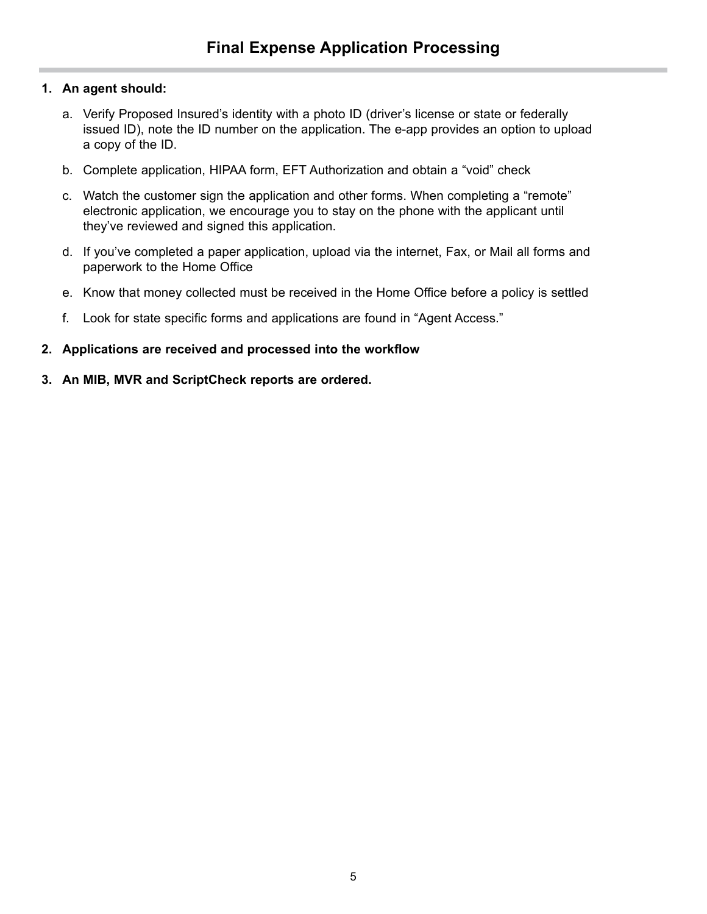# Final Expense Application Processing

1. **An agent should:**

   a. Verify Proposed Insured's identity with a photo ID (driver's license or state or federally issued ID), note the ID number on the application. The e-app provides an option to upload a copy of the ID.

   b. Complete application, HIPAA form, EFT Authorization and obtain a "void" check

   c. Watch the customer sign the application and other forms. When completing a "remote" electronic application, we encourage you to stay on the phone with the applicant until they've reviewed and signed this application.

   d. If you've completed a paper application, upload via the internet, Fax, or Mail all forms and paperwork to the Home Office

   e. Know that money collected must be received in the Home Office before a policy is settled

   f. Look for state specific forms and applications are found in "Agent Access."

2. **Applications are received and processed into the workflow**

3. **An MIB, MVR and ScriptCheck reports are ordered.**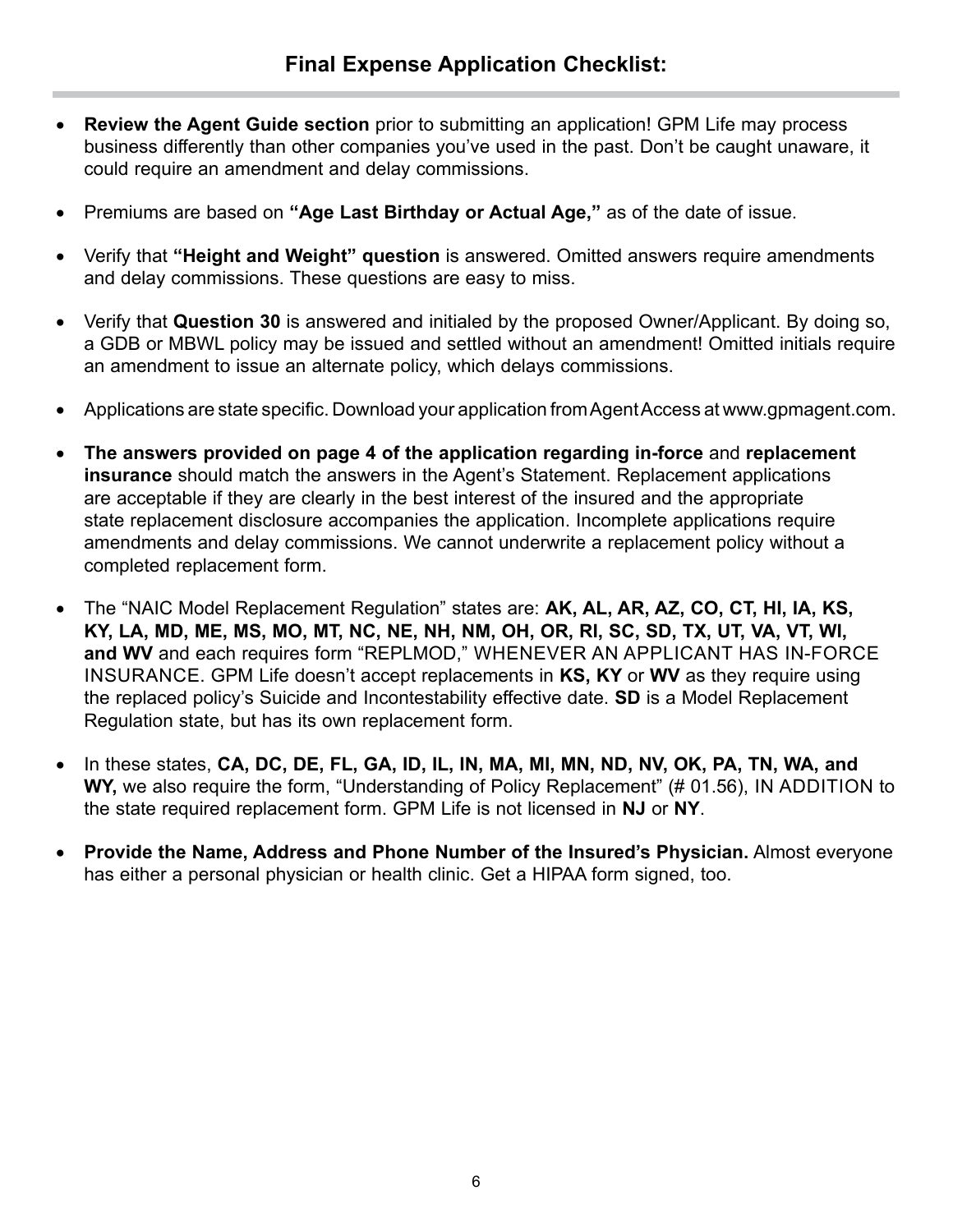# Final Expense Application Checklist:

- **Review the Agent Guide section** prior to submitting an application! GPM Life may process business differently than other companies you've used in the past. Don't be caught unaware, it could require an amendment and delay commissions.
- Premiums are based on **"Age Last Birthday or Actual Age,"** as of the date of issue.
- Verify that **"Height and Weight" question** is answered. Omitted answers require amendments and delay commissions. These questions are easy to miss.
- Verify that **Question 30** is answered and initialed by the proposed Owner/Applicant. By doing so, a GDB or MBWL policy may be issued and settled without an amendment! Omitted initials require an amendment to issue an alternate policy, which delays commissions.
- Applications are state specific. Download your application from Agent Access at www.gpmagent.com.
- **The answers provided on page 4 of the application regarding in-force** and **replacement insurance** should match the answers in the Agent's Statement. Replacement applications are acceptable if they are clearly in the best interest of the insured and the appropriate state replacement disclosure accompanies the application. Incomplete applications require amendments and delay commissions. We cannot underwrite a replacement policy without a completed replacement form.
- The "NAIC Model Replacement Regulation" states are: **AK, AL, AR, AZ, CO, CT, HI, IA, KS, KY, LA, MD, ME, MS, MO, MT, NC, NE, NH, NM, OH, OR, RI, SC, SD, TX, UT, VA, VT, WI, and WV** and each requires form "REPLMOD," WHENEVER AN APPLICANT HAS IN-FORCE INSURANCE. GPM Life doesn't accept replacements in **KS, KY** or **WV** as they require using the replaced policy's Suicide and Incontestability effective date. **SD** is a Model Replacement Regulation state, but has its own replacement form.
- In these states, **CA, DC, DE, FL, GA, ID, IL, IN, MA, MI, MN, ND, NV, OK, PA, TN, WA, and WY,** we also require the form, "Understanding of Policy Replacement" (# 01.56), IN ADDITION to the state required replacement form. GPM Life is not licensed in **NJ** or **NY**.
- **Provide the Name, Address and Phone Number of the Insured's Physician.** Almost everyone has either a personal physician or health clinic. Get a HIPAA form signed, too.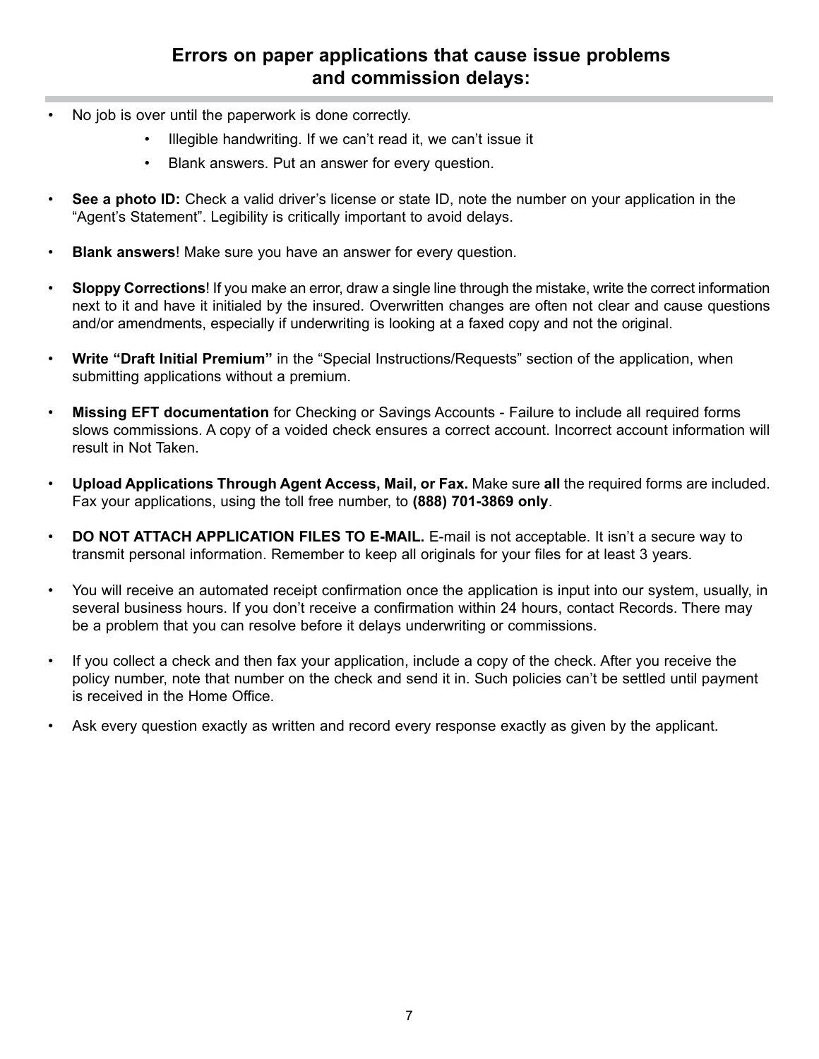## Errors on paper applications that cause issue problems and commission delays:

- No job is over until the paperwork is done correctly.
    - Illegible handwriting. If we can't read it, we can't issue it
    - Blank answers. Put an answer for every question.
- **See a photo ID:** Check a valid driver's license or state ID, note the number on your application in the "Agent's Statement". Legibility is critically important to avoid delays.
- **Blank answers**! Make sure you have an answer for every question.
- **Sloppy Corrections**! If you make an error, draw a single line through the mistake, write the correct information next to it and have it initialed by the insured. Overwritten changes are often not clear and cause questions and/or amendments, especially if underwriting is looking at a faxed copy and not the original.
- **Write "Draft Initial Premium"** in the "Special Instructions/Requests" section of the application, when submitting applications without a premium.
- **Missing EFT documentation** for Checking or Savings Accounts - Failure to include all required forms slows commissions. A copy of a voided check ensures a correct account. Incorrect account information will result in Not Taken.
- **Upload Applications Through Agent Access, Mail, or Fax.** Make sure **all** the required forms are included. Fax your applications, using the toll free number, to **(888) 701-3869 only**.
- **DO NOT ATTACH APPLICATION FILES TO E-MAIL.** E-mail is not acceptable. It isn't a secure way to transmit personal information. Remember to keep all originals for your files for at least 3 years.
- You will receive an automated receipt confirmation once the application is input into our system, usually, in several business hours. If you don't receive a confirmation within 24 hours, contact Records. There may be a problem that you can resolve before it delays underwriting or commissions.
- If you collect a check and then fax your application, include a copy of the check. After you receive the policy number, note that number on the check and send it in. Such policies can't be settled until payment is received in the Home Office.
- Ask every question exactly as written and record every response exactly as given by the applicant.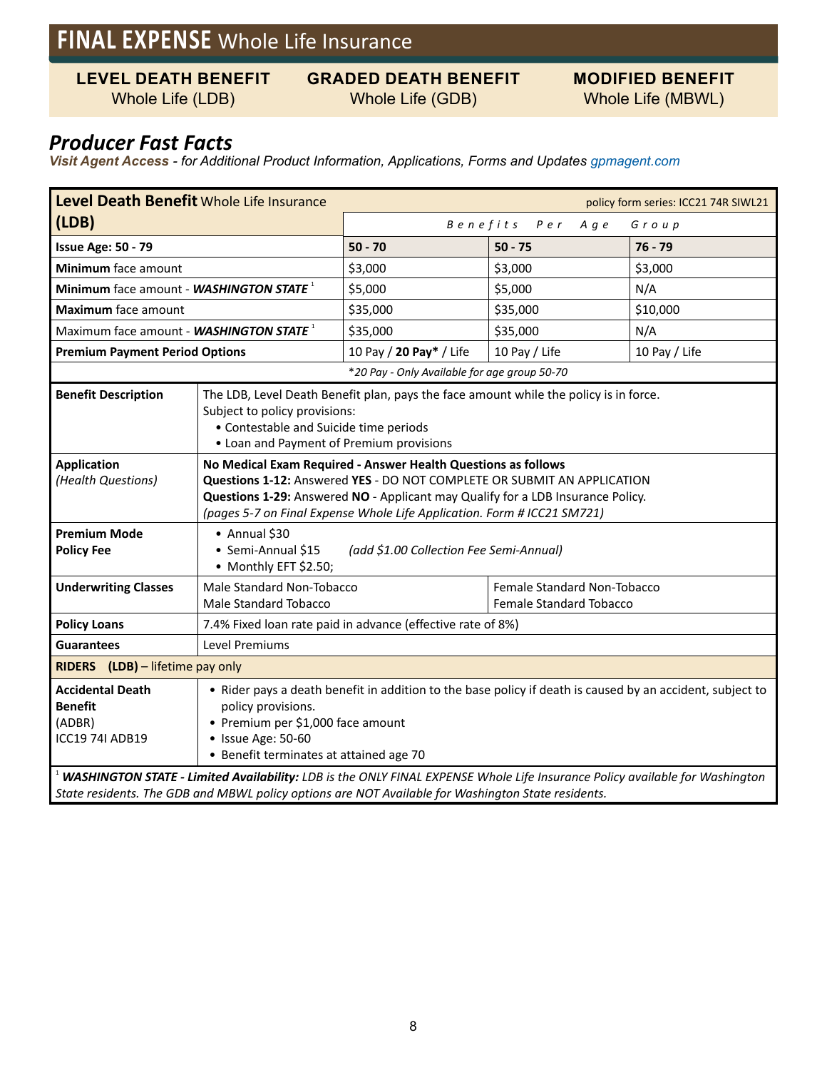# FINAL EXPENSE Whole Life Insurance

**LEVEL DEATH BENEFIT** Whole Life (LDB) | **GRADED DEATH BENEFIT** Whole Life (GDB) | **MODIFIED BENEFIT** Whole Life (MBWL)

## *Producer Fast Facts*

***Visit Agent Access** - for Additional Product Information, Applications, Forms and Updates gpmagent.com*

| **Level Death Benefit** Whole Life Insurance **(LDB)** | policy form series: ICC21 74R SIWL21 | | |
|---|---|---|---|
| | *Benefits Per Age Group* | | |
| **Issue Age: 50 - 79** | **50 - 70** | **50 - 75** | **76 - 79** |
| **Minimum** face amount | $3,000 | $3,000 | $3,000 |
| **Minimum** face amount - ***WASHINGTON STATE*** [1] | $5,000 | $5,000 | N/A |
| **Maximum** face amount | $35,000 | $35,000 | $10,000 |
| Maximum face amount - ***WASHINGTON STATE*** [1] | $35,000 | $35,000 | N/A |
| **Premium Payment Period Options** | 10 Pay / **20 Pay*** / Life | 10 Pay / Life | 10 Pay / Life |

*\*20 Pay - Only Available for age group 50-70*

| | |
|---|---|
| **Benefit Description** | The LDB, Level Death Benefit plan, pays the face amount while the policy is in force. Subject to policy provisions:<br>• Contestable and Suicide time periods<br>• Loan and Payment of Premium provisions |
| **Application** *(Health Questions)* | **No Medical Exam Required - Answer Health Questions as follows**<br>**Questions 1-12:** Answered **YES** - DO NOT COMPLETE OR SUBMIT AN APPLICATION<br>**Questions 1-29:** Answered **NO** - Applicant may Qualify for a LDB Insurance Policy.<br>*(pages 5-7 on Final Expense Whole Life Application. Form # ICC21 SM721)* |
| **Premium Mode Policy Fee** | • Annual $30<br>• Semi-Annual $15 *(add $1.00 Collection Fee Semi-Annual)*<br>• Monthly EFT $2.50; |
| **Underwriting Classes** | Male Standard Non-Tobacco<br>Male Standard Tobacco<br>Female Standard Non-Tobacco<br>Female Standard Tobacco |
| **Policy Loans** | 7.4% Fixed loan rate paid in advance (effective rate of 8%) |
| **Guarantees** | Level Premiums |
| **RIDERS (LDB)** – lifetime pay only | |
| **Accidental Death Benefit** (ADBR) ICC19 74I ADB19 | • Rider pays a death benefit in addition to the base policy if death is caused by an accident, subject to policy provisions.<br>• Premium per $1,000 face amount<br>• Issue Age: 50-60<br>• Benefit terminates at attained age 70 |

[1] ***WASHINGTON STATE - Limited Availability:*** *LDB is the ONLY FINAL EXPENSE Whole Life Insurance Policy available for Washington State residents. The GDB and MBWL policy options are NOT Available for Washington State residents.*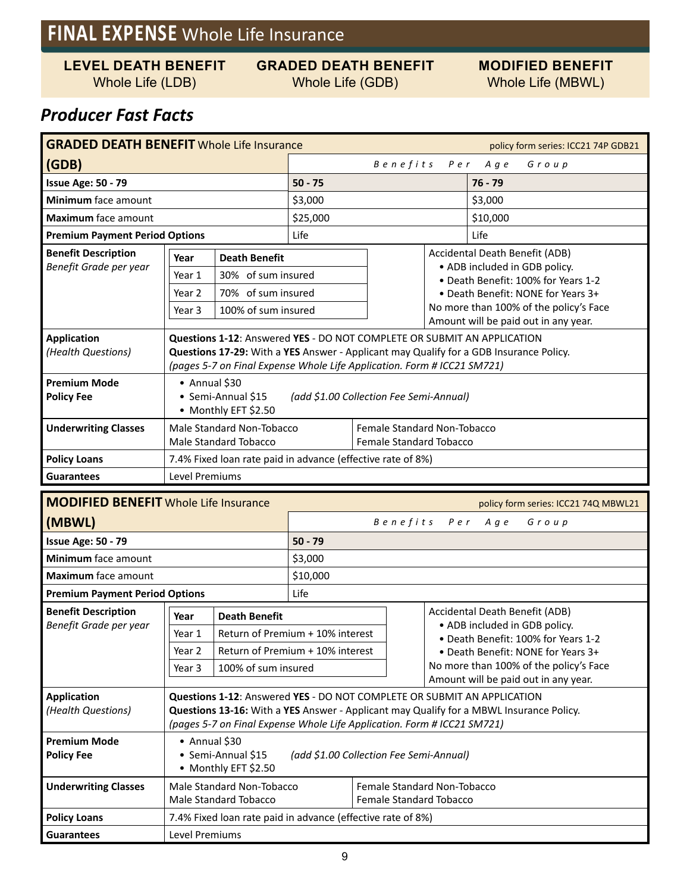# FINAL EXPENSE Whole Life Insurance

| LEVEL DEATH BENEFIT | GRADED DEATH BENEFIT | MODIFIED BENEFIT |
|---|---|---|
| Whole Life (LDB) | Whole Life (GDB) | Whole Life (MBWL) |

## *Producer Fast Facts*

| **GRADED DEATH BENEFIT** Whole Life Insurance **(GDB)** | policy form series: ICC21 74P GDB21 | |
|---|---|---|
| | *Benefits Per Age Group* | |
| **Issue Age: 50 - 79** | **50 - 75** | **76 - 79** |
| **Minimum** face amount | $3,000 | $3,000 |
| **Maximum** face amount | $25,000 | $10,000 |
| **Premium Payment Period Options** | Life | Life |
| **Benefit Description** *Benefit Grade per year* | **Year** / **Death Benefit**: Year 1 – 30% of sum insured; Year 2 – 70% of sum insured; Year 3 – 100% of sum insured | Accidental Death Benefit (ADB) • ADB included in GDB policy. • Death Benefit: 100% for Years 1-2 • Death Benefit: NONE for Years 3+ No more than 100% of the policy's Face Amount will be paid out in any year. |
| **Application** *(Health Questions)* | **Questions 1-12**: Answered **YES** - DO NOT COMPLETE OR SUBMIT AN APPLICATION **Questions 17-29:** With a **YES** Answer - Applicant may Qualify for a GDB Insurance Policy. *(pages 5-7 on Final Expense Whole Life Application. Form # ICC21 SM721)* | |
| **Premium Mode Policy Fee** | • Annual $30 • Semi-Annual $15 *(add $1.00 Collection Fee Semi-Annual)* • Monthly EFT $2.50 | |
| **Underwriting Classes** | Male Standard Non-Tobacco, Male Standard Tobacco | Female Standard Non-Tobacco, Female Standard Tobacco |
| **Policy Loans** | 7.4% Fixed loan rate paid in advance (effective rate of 8%) | |
| **Guarantees** | Level Premiums | |

| **MODIFIED BENEFIT** Whole Life Insurance **(MBWL)** | policy form series: ICC21 74Q MBWL21 | |
|---|---|---|
| | *Benefits Per Age Group* | |
| **Issue Age: 50 - 79** | **50 - 79** | |
| **Minimum** face amount | $3,000 | |
| **Maximum** face amount | $10,000 | |
| **Premium Payment Period Options** | Life | |
| **Benefit Description** *Benefit Grade per year* | **Year** / **Death Benefit**: Year 1 – Return of Premium + 10% interest; Year 2 – Return of Premium + 10% interest; Year 3 – 100% of sum insured | Accidental Death Benefit (ADB) • ADB included in GDB policy. • Death Benefit: 100% for Years 1-2 • Death Benefit: NONE for Years 3+ No more than 100% of the policy's Face Amount will be paid out in any year. |
| **Application** *(Health Questions)* | **Questions 1-12**: Answered **YES** - DO NOT COMPLETE OR SUBMIT AN APPLICATION **Questions 13-16:** With a **YES** Answer - Applicant may Qualify for a MBWL Insurance Policy. *(pages 5-7 on Final Expense Whole Life Application. Form # ICC21 SM721)* | |
| **Premium Mode Policy Fee** | • Annual $30 • Semi-Annual $15 *(add $1.00 Collection Fee Semi-Annual)* • Monthly EFT $2.50 | |
| **Underwriting Classes** | Male Standard Non-Tobacco, Male Standard Tobacco | Female Standard Non-Tobacco, Female Standard Tobacco |
| **Policy Loans** | 7.4% Fixed loan rate paid in advance (effective rate of 8%) | |
| **Guarantees** | Level Premiums | |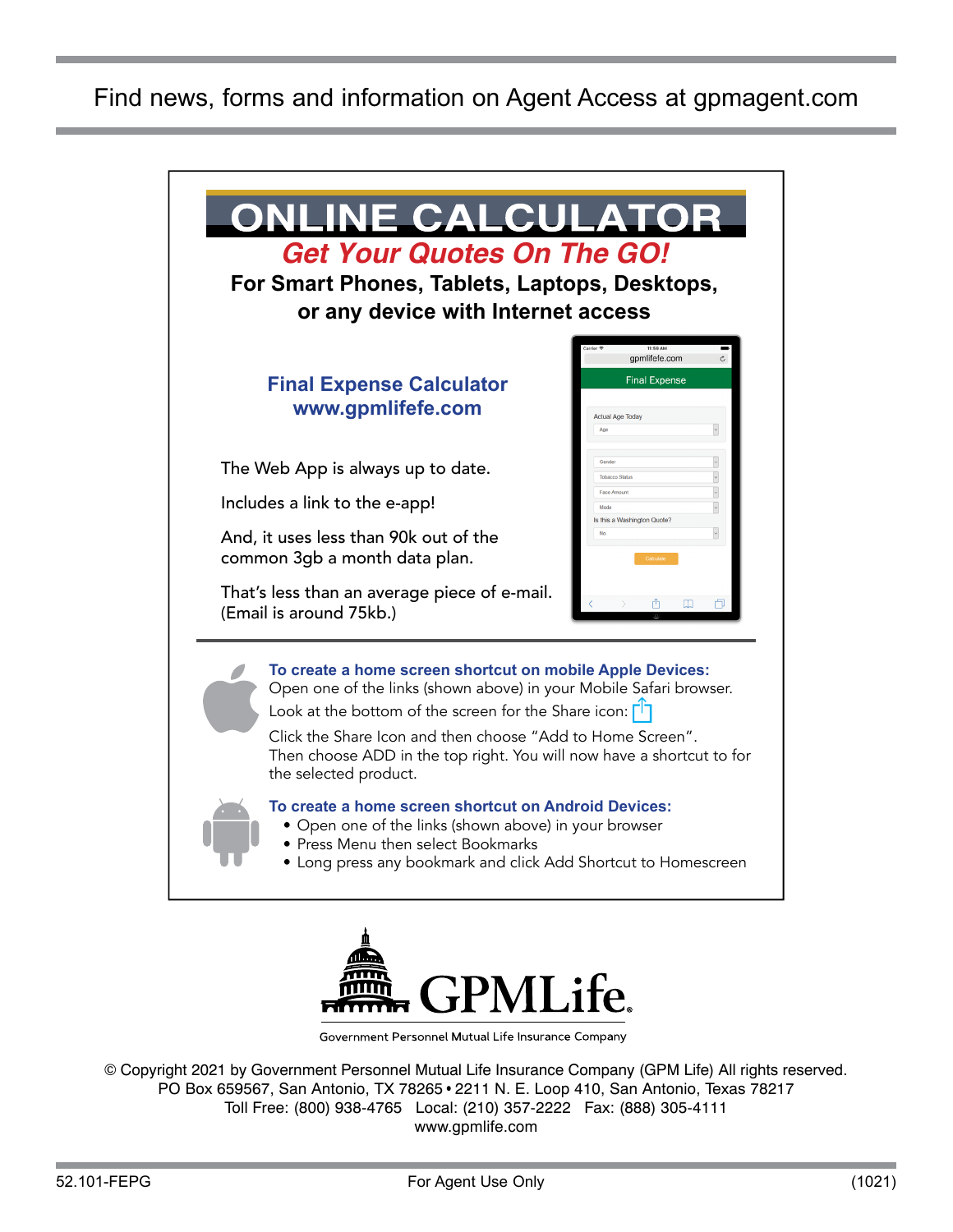Find news, forms and information on Agent Access at gpmagent.com

# ONLINE CALCULATOR

*Get Your Quotes On The GO!*

**For Smart Phones, Tablets, Laptops, Desktops, or any device with Internet access**

## Final Expense Calculator
## www.gpmlifefe.com

The Web App is always up to date.

Includes a link to the e-app!

And, it uses less than 90k out of the common 3gb a month data plan.

That's less than an average piece of e-mail. (Email is around 75kb.)

**To create a home screen shortcut on mobile Apple Devices:**
Open one of the links (shown above) in your Mobile Safari browser.
Look at the bottom of the screen for the Share icon:
Click the Share Icon and then choose "Add to Home Screen".
Then choose ADD in the top right. You will now have a shortcut to for the selected product.

**To create a home screen shortcut on Android Devices:**

- Open one of the links (shown above) in your browser
- Press Menu then select Bookmarks
- Long press any bookmark and click Add Shortcut to Homescreen

GPMLife®

Government Personnel Mutual Life Insurance Company

© Copyright 2021 by Government Personnel Mutual Life Insurance Company (GPM Life) All rights reserved.
PO Box 659567, San Antonio, TX 78265 • 2211 N. E. Loop 410, San Antonio, Texas 78217
Toll Free: (800) 938-4765 Local: (210) 357-2222 Fax: (888) 305-4111
www.gpmlife.com

52.101-FEPG For Agent Use Only (1021)